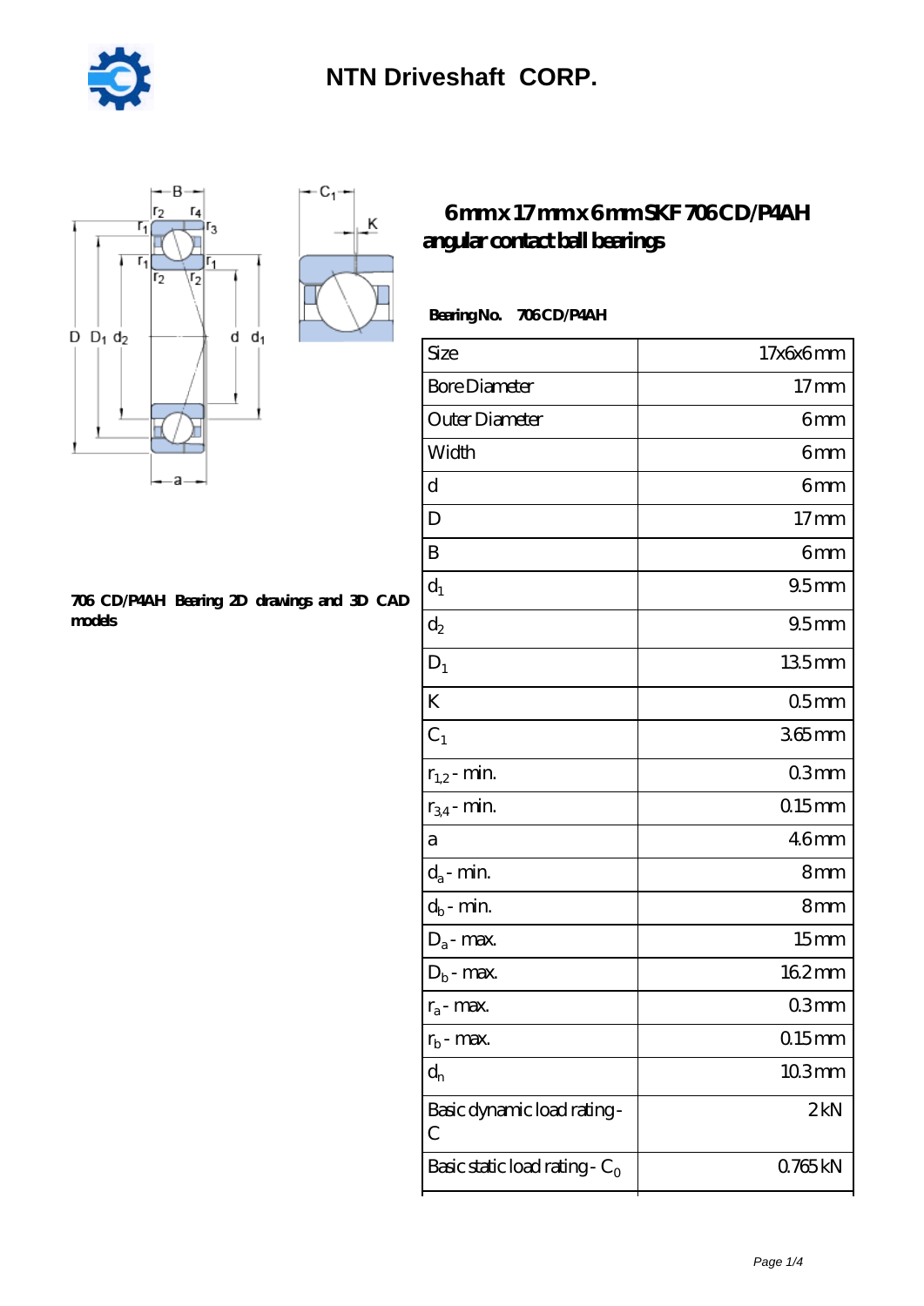# NTN Driveshaft CORP.

## 6mm x 17mm x 6mm SKF 706 CD/P4AH angular contact ball bearings

**Bearing No.** 706 CD/P4AH

| Size | 17x6x6 mm |
|---|---|
| Bore Diameter | 17 mm |
| Outer Diameter | 6 mm |
| Width | 6 mm |
| d | 6 mm |
| D | 17 mm |
| B | 6 mm |
| $d_1$ | 9.5 mm |
| $d_2$ | 9.5 mm |
| $D_1$ | 13.5 mm |
| K | 0.5 mm |
| $C_1$ | 3.65 mm |
| $r_{1,2}$ - min. | 0.3 mm |
| $r_{3,4}$ - min. | 0.15 mm |
| a | 4.6 mm |
| $d_a$ - min. | 8 mm |
| $d_b$ - min. | 8 mm |
| $D_a$ - max. | 15 mm |
| $D_b$ - max. | 16.2 mm |
| $r_a$ - max. | 0.3 mm |
| $r_b$ - max. | 0.15 mm |
| $d_n$ | 10.3 mm |
| Basic dynamic load rating - C | 2 kN |
| Basic static load rating - $C_0$ | 0.765 kN |

**706 CD/P4AH Bearing 2D drawings and 3D CAD models**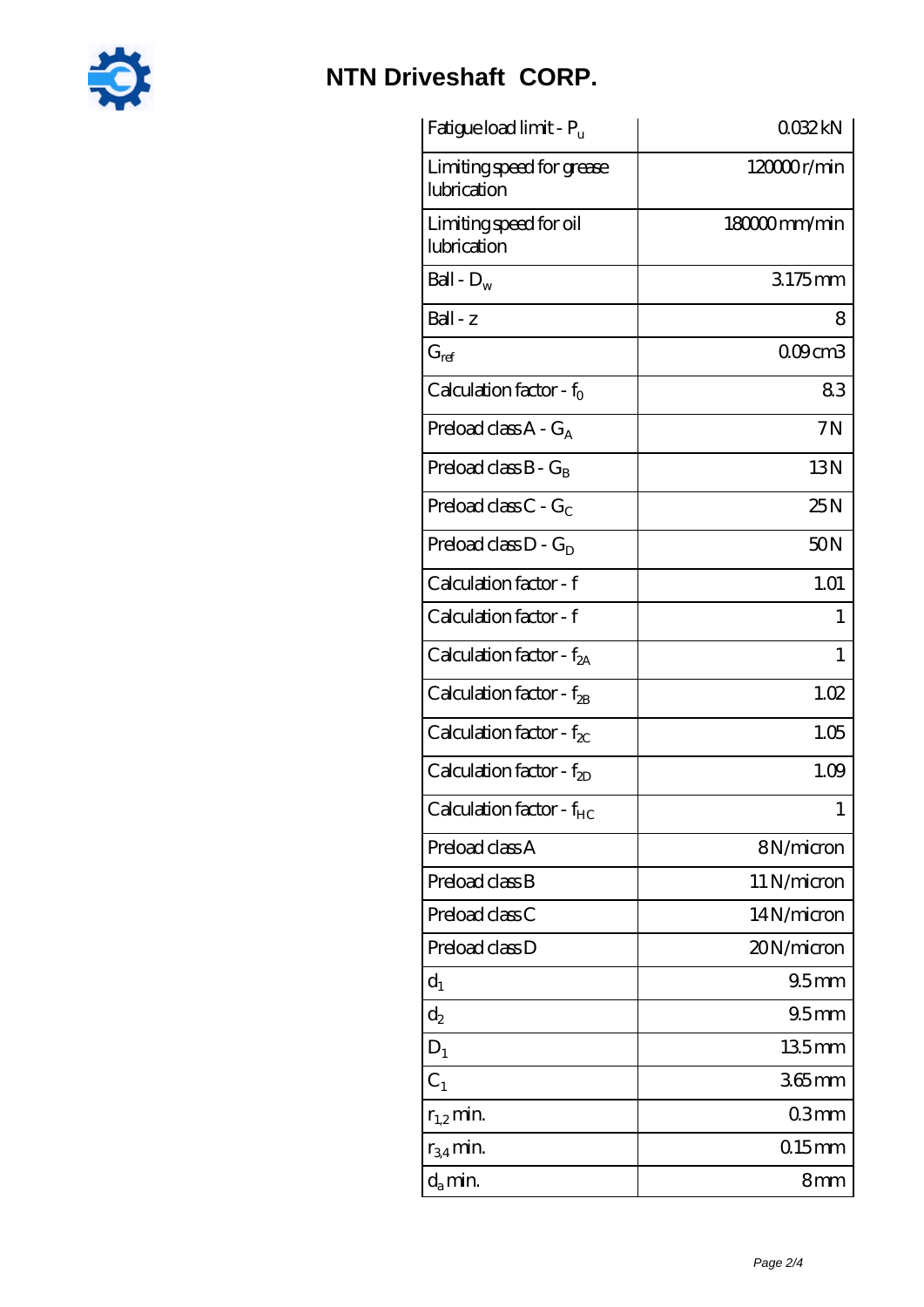| Fatigue load limit - $P_u$ | 0.032 kN |
| --- | --- |
| Limiting speed for grease lubrication | 120000 r/min |
| Limiting speed for oil lubrication | 180000 mm/min |
| Ball - $D_w$ | 3.175 mm |
| Ball - z | 8 |
| $G_{ref}$ | 0.09 cm3 |
| Calculation factor - $f_0$ | 8.3 |
| Preload class A - $G_A$ | 7 N |
| Preload class B - $G_B$ | 13 N |
| Preload class C - $G_C$ | 25 N |
| Preload class D - $G_D$ | 50 N |
| Calculation factor - f | 1.01 |
| Calculation factor - f | 1 |
| Calculation factor - $f_{2A}$ | 1 |
| Calculation factor - $f_{2B}$ | 1.02 |
| Calculation factor - $f_{2C}$ | 1.05 |
| Calculation factor - $f_{2D}$ | 1.09 |
| Calculation factor - $f_{HC}$ | 1 |
| Preload class A | 8 N/micron |
| Preload class B | 11 N/micron |
| Preload class C | 14 N/micron |
| Preload class D | 20 N/micron |
| $d_1$ | 9.5 mm |
| $d_2$ | 9.5 mm |
| $D_1$ | 13.5 mm |
| $C_1$ | 3.65 mm |
| $r_{1,2}$ min. | 0.3 mm |
| $r_{3,4}$ min. | 0.15 mm |
| $d_a$ min. | 8 mm |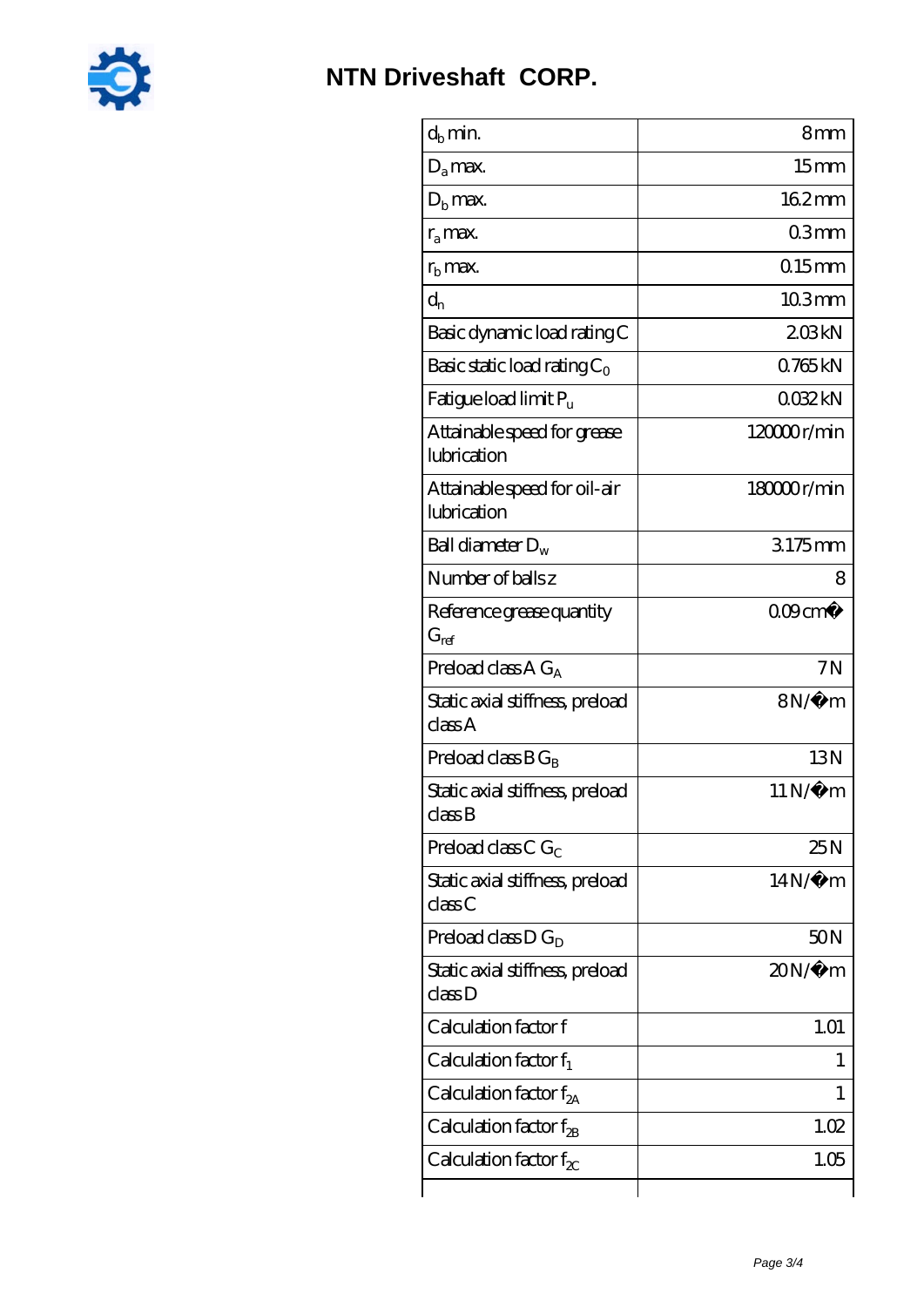| $d_b$ min. | 8 mm |
| --- | --- |
| $D_a$ max. | 15 mm |
| $D_b$ max. | 16.2 mm |
| $r_a$ max. | 0.3 mm |
| $r_b$ max. | 0.15 mm |
| $d_n$ | 10.3 mm |
| Basic dynamic load rating C | 2.03 kN |
| Basic static load rating $C_0$ | 0.765 kN |
| Fatigue load limit $P_u$ | 0.032 kN |
| Attainable speed for grease lubrication | 120000 r/min |
| Attainable speed for oil-air lubrication | 180000 r/min |
| Ball diameter $D_w$ | 3.175 mm |
| Number of balls z | 8 |
| Reference grease quantity $G_{ref}$ | 0.09 cm� |
| Preload class A $G_A$ | 7 N |
| Static axial stiffness, preload class A | 8 N/�m |
| Preload class B $G_B$ | 13 N |
| Static axial stiffness, preload class B | 11 N/�m |
| Preload class C $G_C$ | 25 N |
| Static axial stiffness, preload class C | 14 N/�m |
| Preload class D $G_D$ | 50 N |
| Static axial stiffness, preload class D | 20 N/�m |
| Calculation factor f | 1.01 |
| Calculation factor $f_1$ | 1 |
| Calculation factor $f_{2A}$ | 1 |
| Calculation factor $f_{2B}$ | 1.02 |
| Calculation factor $f_{2C}$ | 1.05 |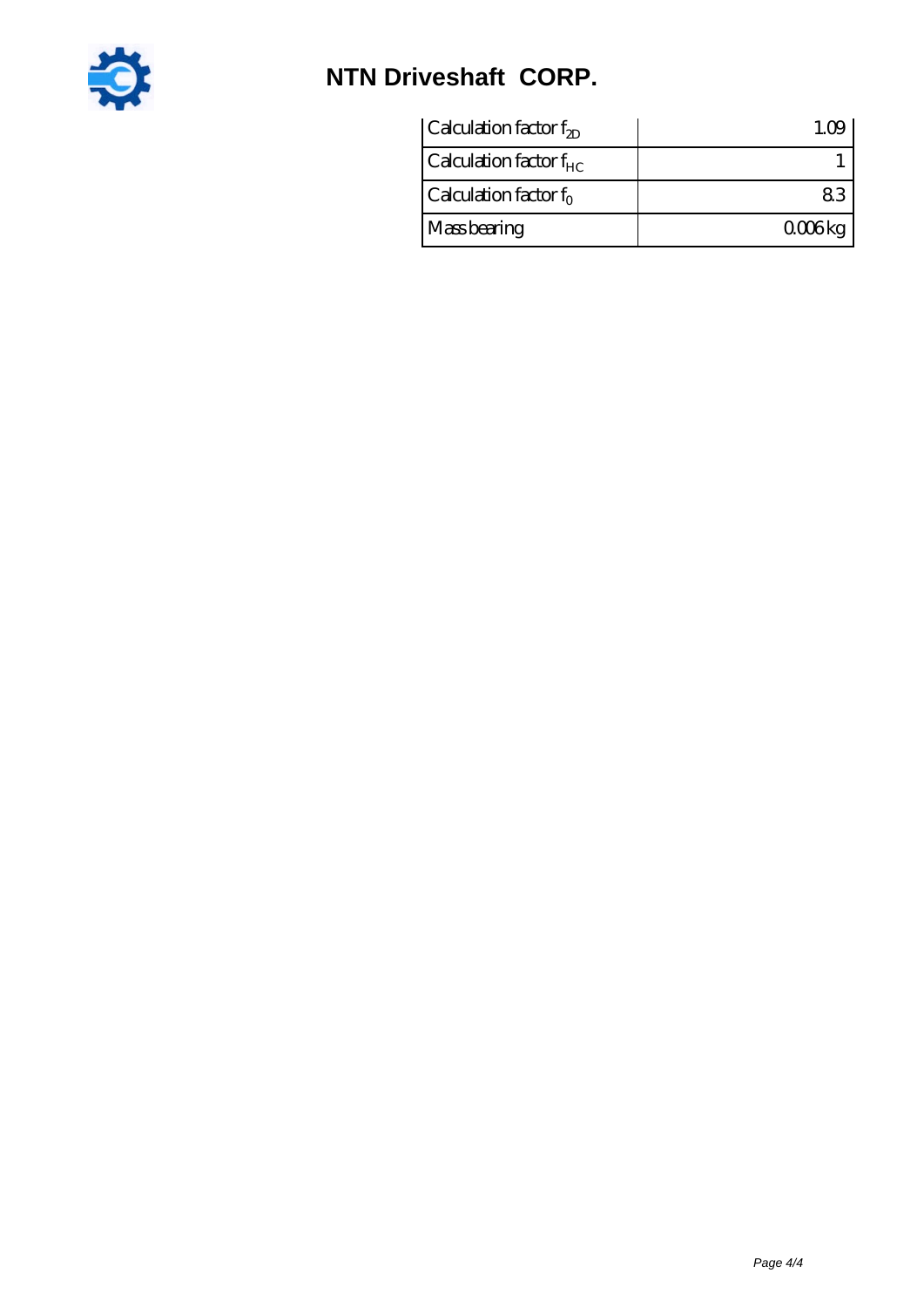# NTN Driveshaft CORP.

| | |
|---|---|
| Calculation factor $f_{2D}$ | 1.09 |
| Calculation factor $f_{HC}$ | 1 |
| Calculation factor $f_0$ | 8.3 |
| Mass bearing | 0.006 kg |